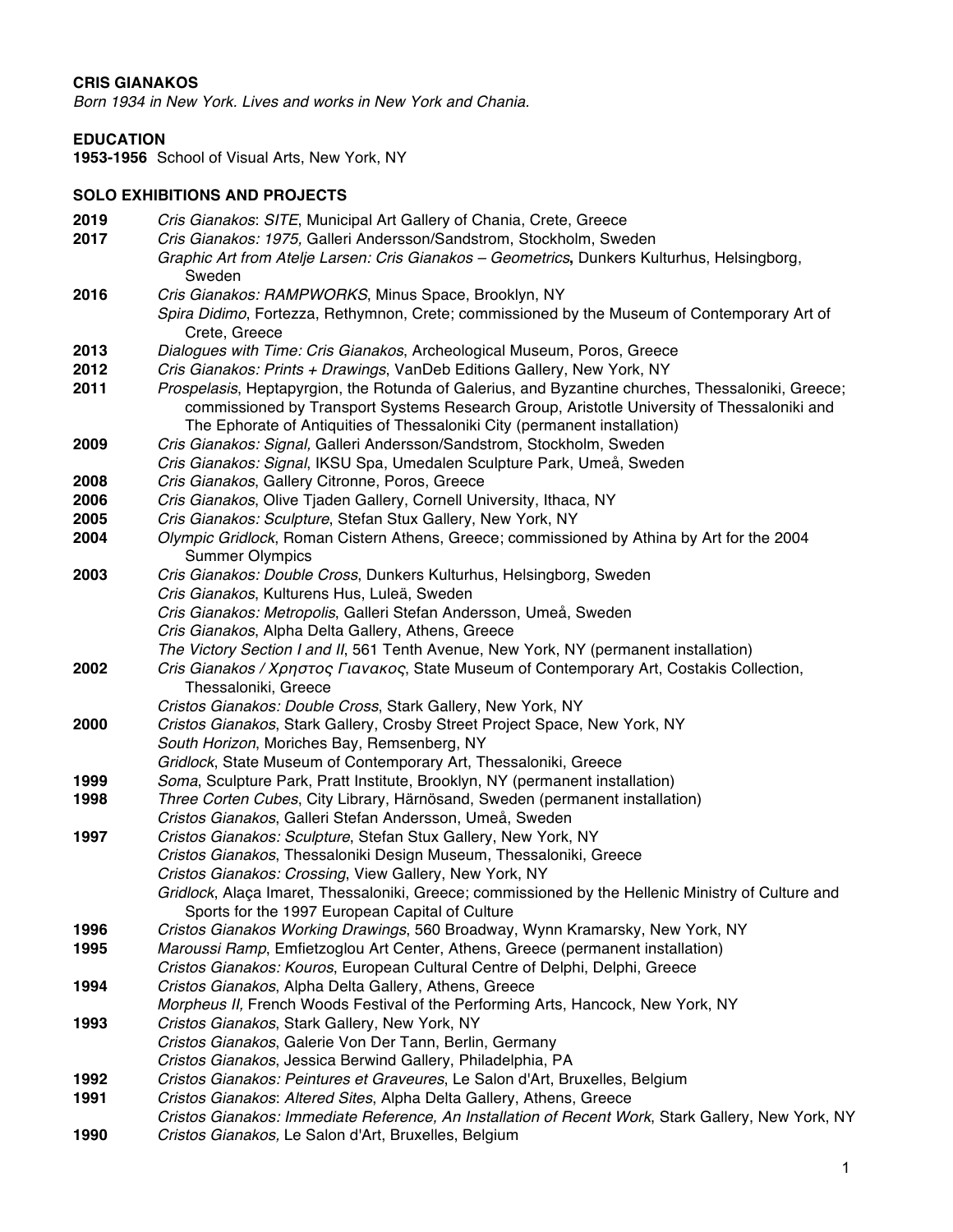**CRIS GIANAKOS**

*Born 1934 in New York. Lives and works in New York and Chania.*

**EDUCATION**

**1953-1956** School of Visual Arts, New York, NY

**SOLO EXHIBITIONS AND PROJECTS**

**2019** *Cris Gianakos*: *SITE*, Municipal Art Gallery of Chania, Crete, Greece

**2017** *Cris Gianakos: 1975,* Galleri Andersson/Sandstrom, Stockholm, Sweden

*Graphic Art from Atelje Larsen: Cris Gianakos – Geometrics***,** Dunkers Kulturhus, Helsingborg, Sweden

**2016** *Cris Gianakos: RAMPWORKS*, Minus Space, Brooklyn, NY

*Spira Didimo*, Fortezza, Rethymnon, Crete; commissioned by the Museum of Contemporary Art of Crete, Greece

**2013** *Dialogues with Time: Cris Gianakos*, Archeological Museum, Poros, Greece

**2012** *Cris Gianakos: Prints + Drawings*, VanDeb Editions Gallery, New York, NY

**2011** *Prospelasis*, Heptapyrgion, the Rotunda of Galerius, and Byzantine churches, Thessaloniki, Greece; commissioned by Transport Systems Research Group, Aristotle University of Thessaloniki and The Ephorate of Antiquities of Thessaloniki City (permanent installation)

**2009** *Cris Gianakos: Signal,* Galleri Andersson/Sandstrom, Stockholm, Sweden

*Cris Gianakos: Signal*, IKSU Spa, Umedalen Sculpture Park, Umeå, Sweden

**2008** *Cris Gianakos*, Gallery Citronne, Poros, Greece

**2006** *Cris Gianakos*, Olive Tjaden Gallery, Cornell University, Ithaca, NY

**2005** *Cris Gianakos: Sculpture*, Stefan Stux Gallery, New York, NY

**2004** *Olympic Gridlock*, Roman Cistern Athens, Greece; commissioned by Athina by Art for the 2004 Summer Olympics

**2003** *Cris Gianakos: Double Cross*, Dunkers Kulturhus, Helsingborg, Sweden

*Cris Gianakos*, Kulturens Hus, Luleä, Sweden

*Cris Gianakos: Metropolis*, Galleri Stefan Andersson, Umeå, Sweden

*Cris Gianakos*, Alpha Delta Gallery, Athens, Greece

*The Victory Section I and II*, 561 Tenth Avenue, New York, NY (permanent installation)

**2002** *Cris Gianakos / Χρηστος Γιανακος*, State Museum of Contemporary Art, Costakis Collection, Thessaloniki, Greece

*Cristos Gianakos: Double Cross*, Stark Gallery, New York, NY

**2000** *Cristos Gianakos*, Stark Gallery, Crosby Street Project Space, New York, NY

*South Horizon*, Moriches Bay, Remsenberg, NY

*Gridlock*, State Museum of Contemporary Art, Thessaloniki, Greece

**1999** *Soma*, Sculpture Park, Pratt Institute, Brooklyn, NY (permanent installation)

**1998** *Three Corten Cubes*, City Library, Härnösand, Sweden (permanent installation)

*Cristos Gianakos*, Galleri Stefan Andersson, Umeå, Sweden

**1997** *Cristos Gianakos: Sculpture*, Stefan Stux Gallery, New York, NY

*Cristos Gianakos*, Thessaloniki Design Museum, Thessaloniki, Greece

*Cristos Gianakos: Crossing*, View Gallery, New York, NY

*Gridlock*, Alaça Imaret, Thessaloniki, Greece; commissioned by the Hellenic Ministry of Culture and Sports for the 1997 European Capital of Culture

**1996** *Cristos Gianakos Working Drawings*, 560 Broadway, Wynn Kramarsky, New York, NY

**1995** *Maroussi Ramp*, Emfietzoglou Art Center, Athens, Greece (permanent installation)

*Cristos Gianakos: Kouros*, European Cultural Centre of Delphi, Delphi, Greece

**1994** *Cristos Gianakos*, Alpha Delta Gallery, Athens, Greece

*Morpheus II,* French Woods Festival of the Performing Arts, Hancock, New York, NY

**1993** *Cristos Gianakos*, Stark Gallery, New York, NY

*Cristos Gianakos*, Galerie Von Der Tann, Berlin, Germany

*Cristos Gianakos*, Jessica Berwind Gallery, Philadelphia, PA

**1992** *Cristos Gianakos: Peintures et Graveures*, Le Salon d'Art, Bruxelles, Belgium

**1991** *Cristos Gianakos*: *Altered Sites*, Alpha Delta Gallery, Athens, Greece

*Cristos Gianakos: Immediate Reference, An Installation of Recent Work*, Stark Gallery, New York, NY

**1990** *Cristos Gianakos,* Le Salon d'Art, Bruxelles, Belgium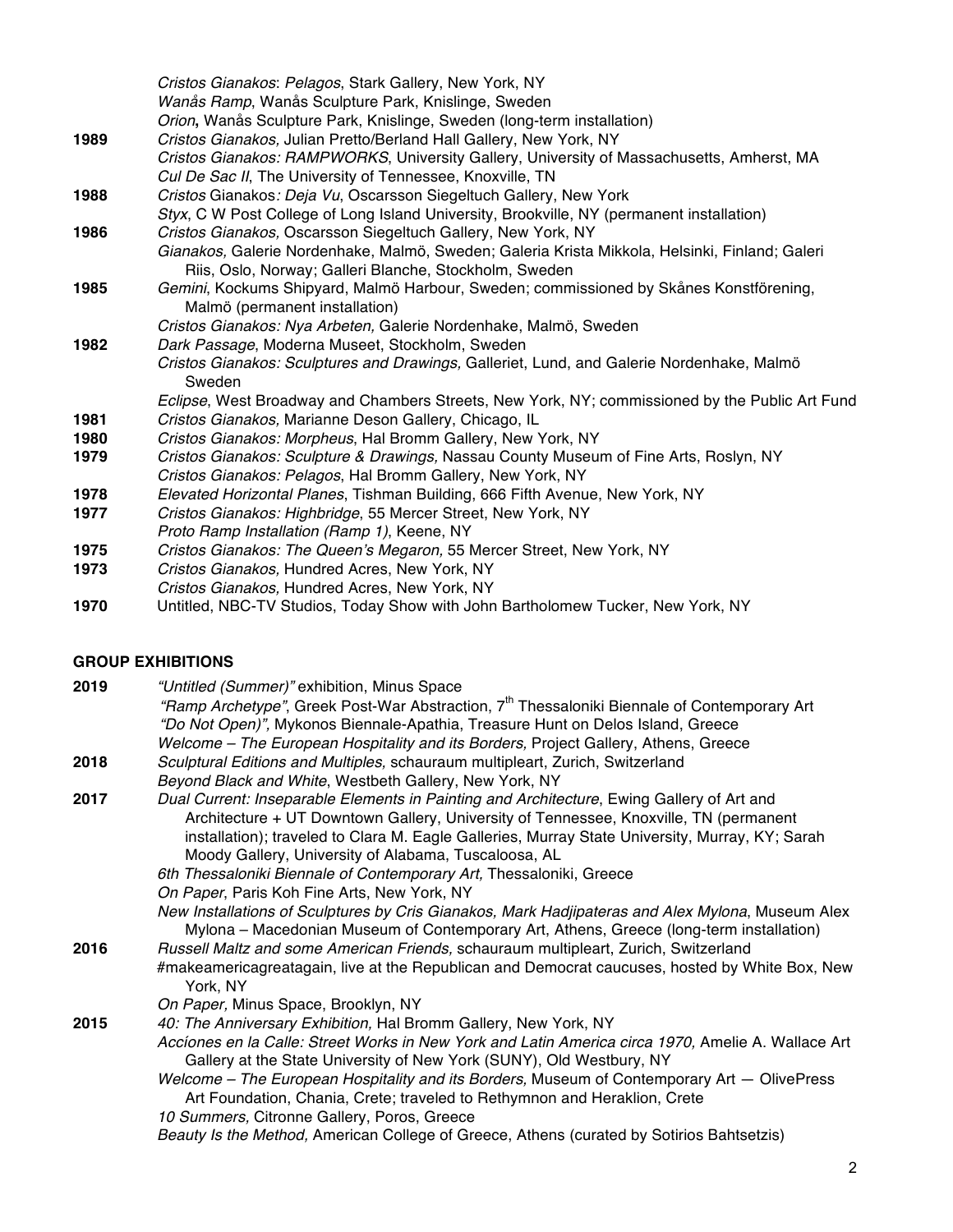*Cristos Gianakos*: *Pelagos*, Stark Gallery, New York, NY
*Wanås Ramp*, Wanås Sculpture Park, Knislinge, Sweden
*Orion*, Wanås Sculpture Park, Knislinge, Sweden (long-term installation)

**1989** *Cristos Gianakos,* Julian Pretto/Berland Hall Gallery, New York, NY
*Cristos Gianakos: RAMPWORKS*, University Gallery, University of Massachusetts, Amherst, MA
*Cul De Sac II*, The University of Tennessee, Knoxville, TN

**1988** *Cristos* Gianakos*: Deja Vu*, Oscarsson Siegeltuch Gallery, New York
*Styx*, C W Post College of Long Island University, Brookville, NY (permanent installation)

**1986** *Cristos Gianakos,* Oscarsson Siegeltuch Gallery, New York, NY
*Gianakos,* Galerie Nordenhake, Malmö, Sweden; Galeria Krista Mikkola, Helsinki, Finland; Galeri Riis, Oslo, Norway; Galleri Blanche, Stockholm, Sweden

**1985** *Gemini*, Kockums Shipyard, Malmö Harbour, Sweden; commissioned by Skånes Konstförening, Malmö (permanent installation)
*Cristos Gianakos: Nya Arbeten,* Galerie Nordenhake, Malmö, Sweden

**1982** *Dark Passage*, Moderna Museet, Stockholm, Sweden
*Cristos Gianakos: Sculptures and Drawings,* Galleriet, Lund, and Galerie Nordenhake, Malmö Sweden
*Eclipse*, West Broadway and Chambers Streets, New York, NY; commissioned by the Public Art Fund

**1981** *Cristos Gianakos,* Marianne Deson Gallery, Chicago, IL

**1980** *Cristos Gianakos: Morpheus*, Hal Bromm Gallery, New York, NY

**1979** *Cristos Gianakos: Sculpture & Drawings,* Nassau County Museum of Fine Arts, Roslyn, NY
*Cristos Gianakos: Pelagos*, Hal Bromm Gallery, New York, NY

**1978** *Elevated Horizontal Planes*, Tishman Building, 666 Fifth Avenue, New York, NY

**1977** *Cristos Gianakos: Highbridge*, 55 Mercer Street, New York, NY
*Proto Ramp Installation (Ramp 1)*, Keene, NY

**1975** *Cristos Gianakos: The Queen's Megaron,* 55 Mercer Street, New York, NY

**1973** *Cristos Gianakos,* Hundred Acres, New York, NY
*Cristos Gianakos,* Hundred Acres, New York, NY

**1970** Untitled, NBC-TV Studios, Today Show with John Bartholomew Tucker, New York, NY

## GROUP EXHIBITIONS

**2019** *"Untitled (Summer)"* exhibition, Minus Space
*"Ramp Archetype"*, Greek Post-War Abstraction, 7th Thessaloniki Biennale of Contemporary Art
*"Do Not Open)",* Mykonos Biennale-Apathia, Treasure Hunt on Delos Island, Greece
*Welcome – The European Hospitality and its Borders,* Project Gallery, Athens, Greece

**2018** *Sculptural Editions and Multiples,* schauraum multipleart, Zurich, Switzerland
*Beyond Black and White*, Westbeth Gallery, New York, NY

**2017** *Dual Current: Inseparable Elements in Painting and Architecture*, Ewing Gallery of Art and Architecture + UT Downtown Gallery, University of Tennessee, Knoxville, TN (permanent installation); traveled to Clara M. Eagle Galleries, Murray State University, Murray, KY; Sarah Moody Gallery, University of Alabama, Tuscaloosa, AL
*6th Thessaloniki Biennale of Contemporary Art,* Thessaloniki, Greece
*On Paper*, Paris Koh Fine Arts, New York, NY
*New Installations of Sculptures by Cris Gianakos, Mark Hadjipateras and Alex Mylona,* Museum Alex Mylona – Macedonian Museum of Contemporary Art, Athens, Greece (long-term installation)

**2016** *Russell Maltz and some American Friends,* schauraum multipleart, Zurich, Switzerland
#makeamericagreatagain, live at the Republican and Democrat caucuses, hosted by White Box, New York, NY
*On Paper,* Minus Space, Brooklyn, NY

**2015** *40: The Anniversary Exhibition,* Hal Bromm Gallery, New York, NY
*Acciones en la Calle: Street Works in New York and Latin America circa 1970,* Amelie A. Wallace Art Gallery at the State University of New York (SUNY), Old Westbury, NY
*Welcome – The European Hospitality and its Borders,* Museum of Contemporary Art — OlivePress Art Foundation, Chania, Crete; traveled to Rethymnon and Heraklion, Crete
*10 Summers,* Citronne Gallery, Poros, Greece
*Beauty Is the Method,* American College of Greece, Athens (curated by Sotirios Bahtsetzis)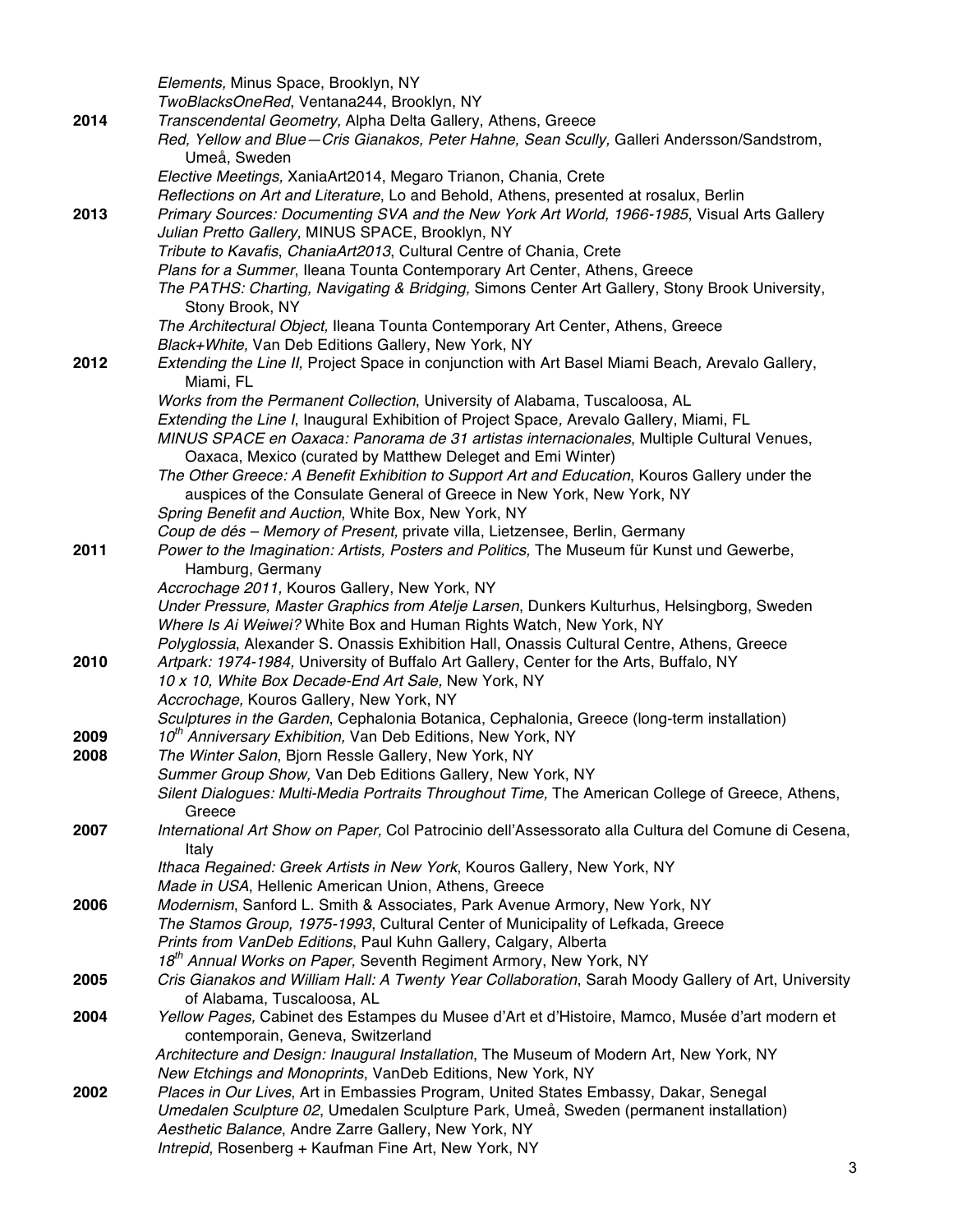*Elements,* Minus Space, Brooklyn, NY
*TwoBlacksOneRed*, Ventana244, Brooklyn, NY

**2014**
*Transcendental Geometry,* Alpha Delta Gallery, Athens, Greece
*Red, Yellow and Blue—Cris Gianakos, Peter Hahne, Sean Scully,* Galleri Andersson/Sandstrom, Umeå, Sweden
*Elective Meetings,* XaniaArt2014, Megaro Trianon, Chania, Crete
*Reflections on Art and Literature*, Lo and Behold, Athens, presented at rosalux, Berlin

**2013**
*Primary Sources: Documenting SVA and the New York Art World, 1966-1985*, Visual Arts Gallery
*Julian Pretto Gallery,* MINUS SPACE, Brooklyn, NY
*Tribute to Kavafis*, *ChaniaArt2013*, Cultural Centre of Chania, Crete
*Plans for a Summer*, Ileana Tounta Contemporary Art Center, Athens, Greece
*The PATHS: Charting, Navigating & Bridging,* Simons Center Art Gallery, Stony Brook University, Stony Brook, NY
*The Architectural Object,* Ileana Tounta Contemporary Art Center, Athens, Greece
*Black+White,* Van Deb Editions Gallery, New York, NY

**2012**
*Extending the Line II,* Project Space in conjunction with Art Basel Miami Beach*,* Arevalo Gallery, Miami, FL
*Works from the Permanent Collection*, University of Alabama, Tuscaloosa, AL
*Extending the Line I*, Inaugural Exhibition of Project Space, Arevalo Gallery, Miami, FL
*MINUS SPACE en Oaxaca: Panorama de 31 artistas internacionales*, Multiple Cultural Venues, Oaxaca, Mexico (curated by Matthew Deleget and Emi Winter)
*The Other Greece: A Benefit Exhibition to Support Art and Education*, Kouros Gallery under the auspices of the Consulate General of Greece in New York, New York, NY
*Spring Benefit and Auction*, White Box, New York, NY
*Coup de dés – Memory of Present,* private villa, Lietzensee, Berlin, Germany

**2011**
*Power to the Imagination: Artists, Posters and Politics,* The Museum für Kunst und Gewerbe, Hamburg, Germany
*Accrochage 2011,* Kouros Gallery, New York, NY
*Under Pressure, Master Graphics from Atelje Larsen*, Dunkers Kulturhus, Helsingborg, Sweden
*Where Is Ai Weiwei?* White Box and Human Rights Watch, New York, NY
*Polyglossia*, Alexander S. Onassis Exhibition Hall, Onassis Cultural Centre, Athens, Greece

**2010**
*Artpark: 1974-1984,* University of Buffalo Art Gallery, Center for the Arts, Buffalo, NY
*10 x 10, White Box Decade-End Art Sale,* New York, NY
*Accrochage,* Kouros Gallery, New York, NY
*Sculptures in the Garden*, Cephalonia Botanica, Cephalonia, Greece (long-term installation)

**2009**
*10th Anniversary Exhibition,* Van Deb Editions, New York, NY

**2008**
*The Winter Salon*, Bjorn Ressle Gallery, New York, NY
*Summer Group Show,* Van Deb Editions Gallery, New York, NY
*Silent Dialogues: Multi-Media Portraits Throughout Time,* The American College of Greece, Athens, Greece

**2007**
*International Art Show on Paper,* Col Patrocinio dell'Assessorato alla Cultura del Comune di Cesena, Italy
*Ithaca Regained: Greek Artists in New York*, Kouros Gallery, New York, NY
*Made in USA*, Hellenic American Union, Athens, Greece

**2006**
*Modernism*, Sanford L. Smith & Associates, Park Avenue Armory, New York, NY
*The Stamos Group, 1975-1993*, Cultural Center of Municipality of Lefkada, Greece
*Prints from VanDeb Editions*, Paul Kuhn Gallery, Calgary, Alberta
*18th Annual Works on Paper,* Seventh Regiment Armory, New York, NY

**2005**
*Cris Gianakos and William Hall: A Twenty Year Collaboration*, Sarah Moody Gallery of Art, University of Alabama, Tuscaloosa, AL

**2004**
*Yellow Pages,* Cabinet des Estampes du Musee d'Art et d'Histoire, Mamco, Musée d'art modern et contemporain, Geneva, Switzerland
*Architecture and Design: Inaugural Installation*, The Museum of Modern Art, New York, NY
*New Etchings and Monoprints*, VanDeb Editions, New York, NY

**2002**
*Places in Our Lives*, Art in Embassies Program, United States Embassy, Dakar, Senegal
*Umedalen Sculpture 02*, Umedalen Sculpture Park, Umeå, Sweden (permanent installation)
*Aesthetic Balance*, Andre Zarre Gallery, New York, NY
*Intrepid*, Rosenberg + Kaufman Fine Art, New York, NY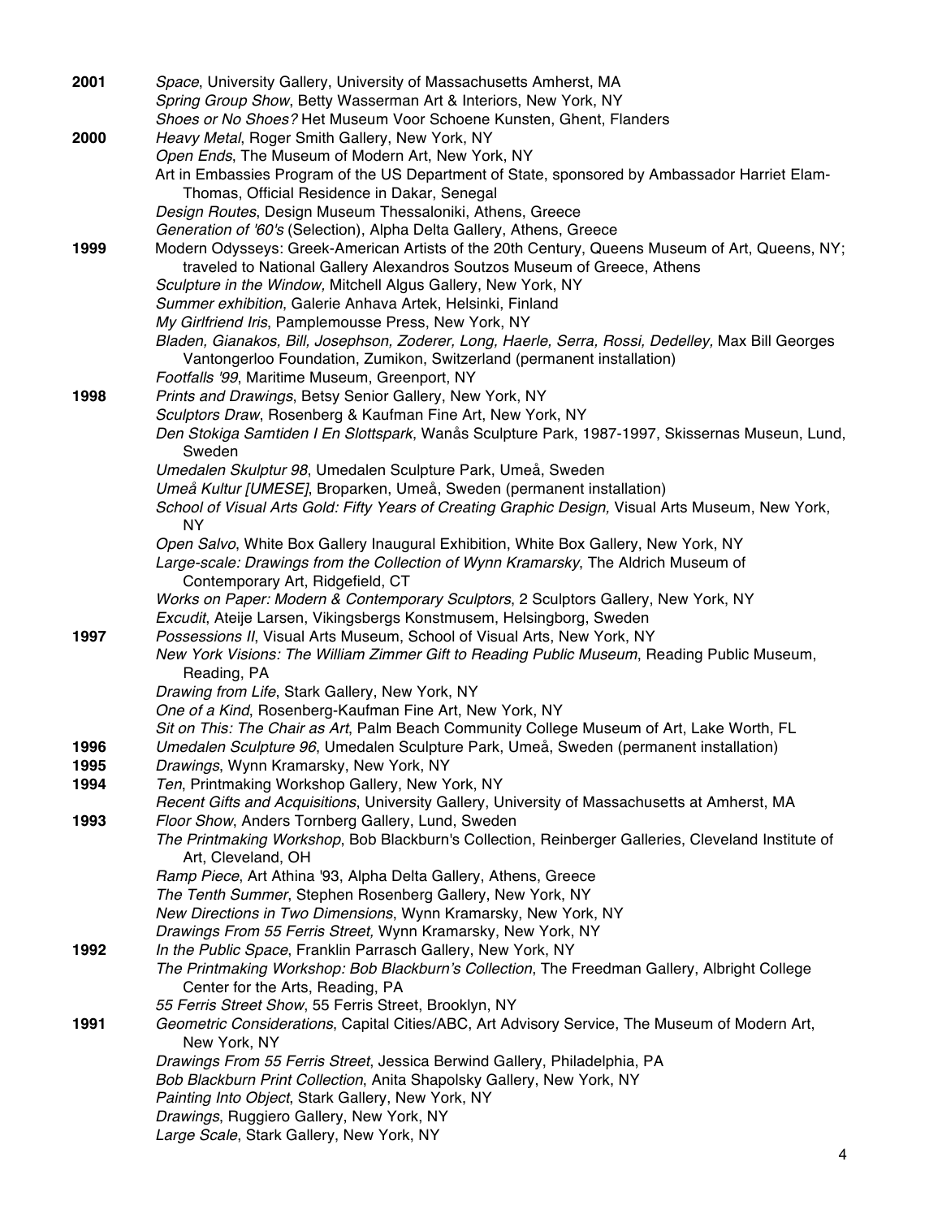**2001**

*Space*, University Gallery, University of Massachusetts Amherst, MA
*Spring Group Show*, Betty Wasserman Art & Interiors, New York, NY
*Shoes or No Shoes?* Het Museum Voor Schoene Kunsten, Ghent, Flanders

**2000**

*Heavy Metal*, Roger Smith Gallery, New York, NY
*Open Ends*, The Museum of Modern Art, New York, NY
Art in Embassies Program of the US Department of State, sponsored by Ambassador Harriet Elam-Thomas, Official Residence in Dakar, Senegal
*Design Routes*, Design Museum Thessaloniki, Athens, Greece
*Generation of '60's* (Selection), Alpha Delta Gallery, Athens, Greece

**1999**

Modern Odysseys: Greek-American Artists of the 20th Century, Queens Museum of Art, Queens, NY; traveled to National Gallery Alexandros Soutzos Museum of Greece, Athens
*Sculpture in the Window,* Mitchell Algus Gallery, New York, NY
*Summer exhibition*, Galerie Anhava Artek, Helsinki, Finland
*My Girlfriend Iris*, Pamplemousse Press, New York, NY
*Bladen, Gianakos, Bill, Josephson, Zoderer, Long, Haerle, Serra, Rossi, Dedelley,* Max Bill Georges Vantongerloo Foundation, Zumikon, Switzerland (permanent installation)
*Footfalls '99*, Maritime Museum, Greenport, NY

**1998**

*Prints and Drawings*, Betsy Senior Gallery, New York, NY
*Sculptors Draw*, Rosenberg & Kaufman Fine Art, New York, NY
*Den Stokiga Samtiden I En Slottspark*, Wanås Sculpture Park, 1987-1997, Skissernas Museun, Lund, Sweden
*Umedalen Skulptur 98*, Umedalen Sculpture Park, Umeå, Sweden
*Umeå Kultur [UMESE]*, Broparken, Umeå, Sweden (permanent installation)
*School of Visual Arts Gold: Fifty Years of Creating Graphic Design,* Visual Arts Museum, New York, NY
*Open Salvo*, White Box Gallery Inaugural Exhibition, White Box Gallery, New York, NY
*Large-scale: Drawings from the Collection of Wynn Kramarsky*, The Aldrich Museum of Contemporary Art, Ridgefield, CT
*Works on Paper: Modern & Contemporary Sculptors*, 2 Sculptors Gallery, New York, NY
*Excudit*, Ateije Larsen, Vikingsbergs Konstmusem, Helsingborg, Sweden

**1997**

*Possessions II*, Visual Arts Museum, School of Visual Arts, New York, NY
*New York Visions: The William Zimmer Gift to Reading Public Museum*, Reading Public Museum, Reading, PA
*Drawing from Life*, Stark Gallery, New York, NY
*One of a Kind*, Rosenberg-Kaufman Fine Art, New York, NY
*Sit on This: The Chair as Art*, Palm Beach Community College Museum of Art, Lake Worth, FL

**1996**

*Umedalen Sculpture 96*, Umedalen Sculpture Park, Umeå, Sweden (permanent installation)

**1995**

*Drawings*, Wynn Kramarsky, New York, NY

**1994**

*Ten*, Printmaking Workshop Gallery, New York, NY
*Recent Gifts and Acquisitions*, University Gallery, University of Massachusetts at Amherst, MA

**1993**

*Floor Show*, Anders Tornberg Gallery, Lund, Sweden
*The Printmaking Workshop*, Bob Blackburn's Collection, Reinberger Galleries, Cleveland Institute of Art, Cleveland, OH
*Ramp Piece*, Art Athina '93, Alpha Delta Gallery, Athens, Greece
*The Tenth Summer*, Stephen Rosenberg Gallery, New York, NY
*New Directions in Two Dimensions*, Wynn Kramarsky, New York, NY
*Drawings From 55 Ferris Street,* Wynn Kramarsky, New York, NY

**1992**

*In the Public Space*, Franklin Parrasch Gallery, New York, NY
*The Printmaking Workshop: Bob Blackburn's Collection*, The Freedman Gallery, Albright College Center for the Arts, Reading, PA
*55 Ferris Street Show*, 55 Ferris Street, Brooklyn, NY

**1991**

*Geometric Considerations*, Capital Cities/ABC, Art Advisory Service, The Museum of Modern Art, New York, NY
*Drawings From 55 Ferris Street*, Jessica Berwind Gallery, Philadelphia, PA
*Bob Blackburn Print Collection*, Anita Shapolsky Gallery, New York, NY
*Painting Into Object*, Stark Gallery, New York, NY
*Drawings*, Ruggiero Gallery, New York, NY
*Large Scale*, Stark Gallery, New York, NY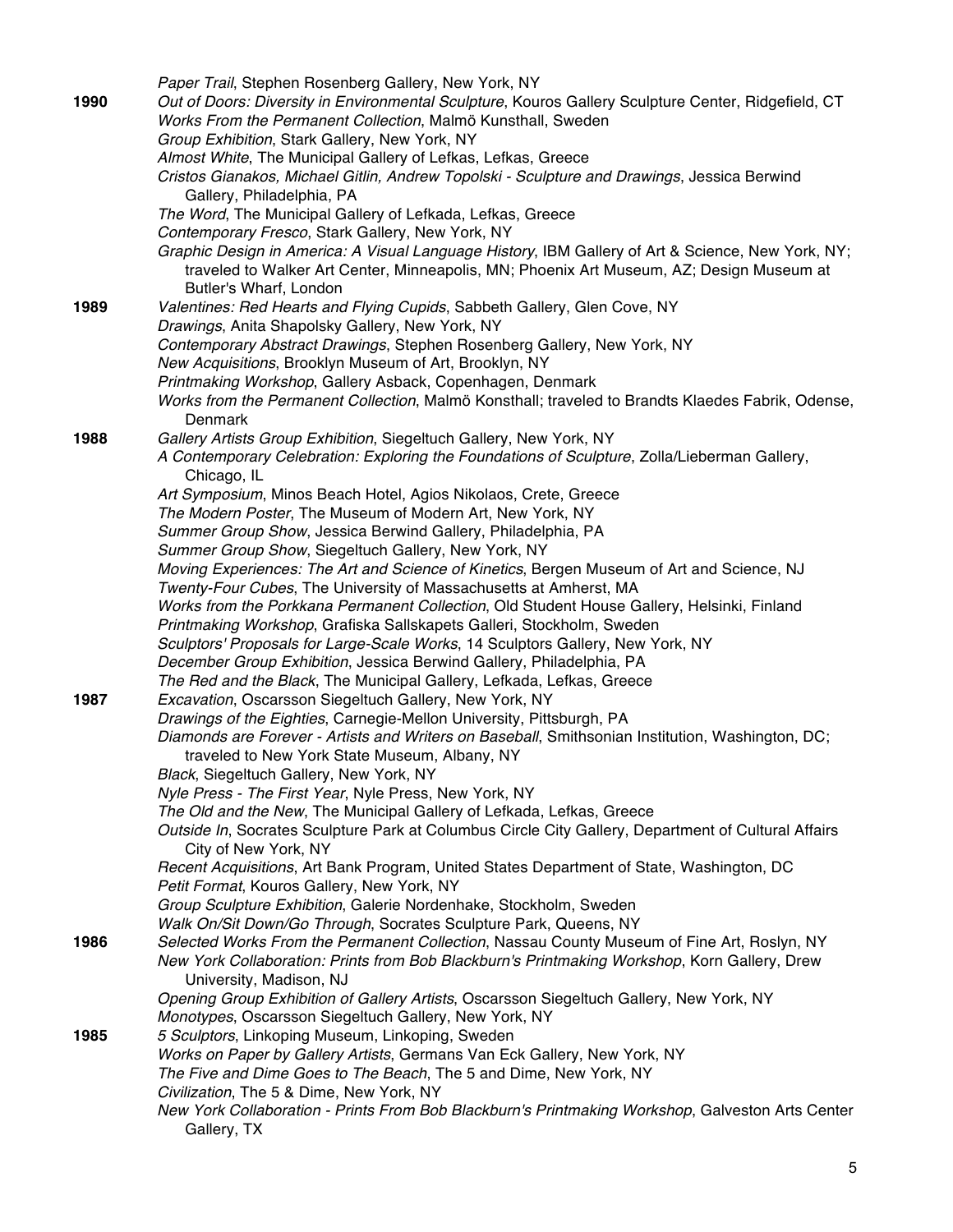*Paper Trail*, Stephen Rosenberg Gallery, New York, NY

**1990**
*Out of Doors: Diversity in Environmental Sculpture*, Kouros Gallery Sculpture Center, Ridgefield, CT
*Works From the Permanent Collection*, Malmö Kunsthall, Sweden
*Group Exhibition*, Stark Gallery, New York, NY
*Almost White*, The Municipal Gallery of Lefkas, Lefkas, Greece
*Cristos Gianakos, Michael Gitlin, Andrew Topolski - Sculpture and Drawings*, Jessica Berwind Gallery, Philadelphia, PA
*The Word*, The Municipal Gallery of Lefkada, Lefkas, Greece
*Contemporary Fresco*, Stark Gallery, New York, NY
*Graphic Design in America: A Visual Language History*, IBM Gallery of Art & Science, New York, NY; traveled to Walker Art Center, Minneapolis, MN; Phoenix Art Museum, AZ; Design Museum at Butler's Wharf, London

**1989**
*Valentines: Red Hearts and Flying Cupids*, Sabbeth Gallery, Glen Cove, NY
*Drawings*, Anita Shapolsky Gallery, New York, NY
*Contemporary Abstract Drawings*, Stephen Rosenberg Gallery, New York, NY
*New Acquisitions*, Brooklyn Museum of Art, Brooklyn, NY
*Printmaking Workshop*, Gallery Asback, Copenhagen, Denmark
*Works from the Permanent Collection*, Malmö Konsthall; traveled to Brandts Klaedes Fabrik, Odense, Denmark

**1988**
*Gallery Artists Group Exhibition*, Siegeltuch Gallery, New York, NY
*A Contemporary Celebration: Exploring the Foundations of Sculpture*, Zolla/Lieberman Gallery, Chicago, IL
*Art Symposium*, Minos Beach Hotel, Agios Nikolaos, Crete, Greece
*The Modern Poster*, The Museum of Modern Art, New York, NY
*Summer Group Show*, Jessica Berwind Gallery, Philadelphia, PA
*Summer Group Show*, Siegeltuch Gallery, New York, NY
*Moving Experiences: The Art and Science of Kinetics*, Bergen Museum of Art and Science, NJ
*Twenty-Four Cubes*, The University of Massachusetts at Amherst, MA
*Works from the Porkkana Permanent Collection*, Old Student House Gallery, Helsinki, Finland
*Printmaking Workshop*, Grafiska Sallskapets Galleri, Stockholm, Sweden
*Sculptors' Proposals for Large-Scale Works*, 14 Sculptors Gallery, New York, NY
*December Group Exhibition*, Jessica Berwind Gallery, Philadelphia, PA
*The Red and the Black*, The Municipal Gallery, Lefkada, Lefkas, Greece

**1987**
*Excavation*, Oscarsson Siegeltuch Gallery, New York, NY
*Drawings of the Eighties*, Carnegie-Mellon University, Pittsburgh, PA
*Diamonds are Forever - Artists and Writers on Baseball*, Smithsonian Institution, Washington, DC; traveled to New York State Museum, Albany, NY
*Black*, Siegeltuch Gallery, New York, NY
*Nyle Press - The First Year*, Nyle Press, New York, NY
*The Old and the New*, The Municipal Gallery of Lefkada, Lefkas, Greece
*Outside In*, Socrates Sculpture Park at Columbus Circle City Gallery, Department of Cultural Affairs City of New York, NY
*Recent Acquisitions*, Art Bank Program, United States Department of State, Washington, DC
*Petit Format*, Kouros Gallery, New York, NY
*Group Sculpture Exhibition*, Galerie Nordenhake, Stockholm, Sweden
*Walk On/Sit Down/Go Through*, Socrates Sculpture Park, Queens, NY

**1986**
*Selected Works From the Permanent Collection*, Nassau County Museum of Fine Art, Roslyn, NY
*New York Collaboration: Prints from Bob Blackburn's Printmaking Workshop*, Korn Gallery, Drew University, Madison, NJ
*Opening Group Exhibition of Gallery Artists*, Oscarsson Siegeltuch Gallery, New York, NY
*Monotypes*, Oscarsson Siegeltuch Gallery, New York, NY

**1985**
*5 Sculptors*, Linkoping Museum, Linkoping, Sweden
*Works on Paper by Gallery Artists*, Germans Van Eck Gallery, New York, NY
*The Five and Dime Goes to The Beach*, The 5 and Dime, New York, NY
*Civilization*, The 5 & Dime, New York, NY
*New York Collaboration - Prints From Bob Blackburn's Printmaking Workshop*, Galveston Arts Center Gallery, TX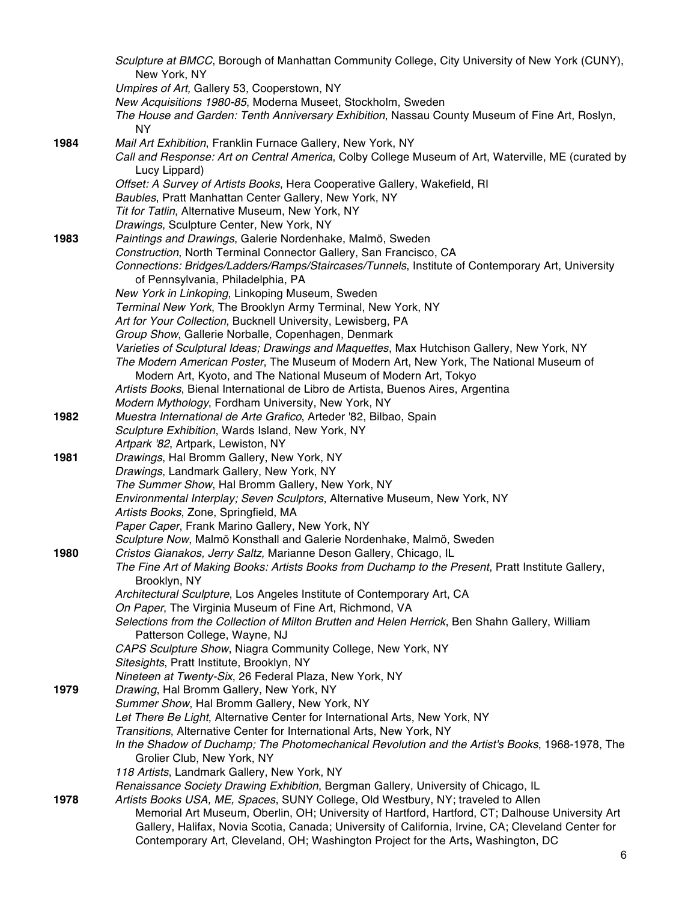*Sculpture at BMCC*, Borough of Manhattan Community College, City University of New York (CUNY), New York, NY
*Umpires of Art,* Gallery 53, Cooperstown, NY
*New Acquisitions 1980-85*, Moderna Museet, Stockholm, Sweden
*The House and Garden: Tenth Anniversary Exhibition*, Nassau County Museum of Fine Art, Roslyn, NY

**1984**
*Mail Art Exhibition*, Franklin Furnace Gallery, New York, NY
*Call and Response: Art on Central America*, Colby College Museum of Art, Waterville, ME (curated by Lucy Lippard)
*Offset: A Survey of Artists Books*, Hera Cooperative Gallery, Wakefield, RI
*Baubles*, Pratt Manhattan Center Gallery, New York, NY
*Tit for Tatlin*, Alternative Museum, New York, NY
*Drawings*, Sculpture Center, New York, NY

**1983**
*Paintings and Drawings*, Galerie Nordenhake, Malmö, Sweden
*Construction*, North Terminal Connector Gallery, San Francisco, CA
*Connections: Bridges/Ladders/Ramps/Staircases/Tunnels*, Institute of Contemporary Art, University of Pennsylvania, Philadelphia, PA
*New York in Linkoping*, Linkoping Museum, Sweden
*Terminal New York*, The Brooklyn Army Terminal, New York, NY
*Art for Your Collection*, Bucknell University, Lewisberg, PA
*Group Show*, Gallerie Norballe, Copenhagen, Denmark
*Varieties of Sculptural Ideas; Drawings and Maquettes*, Max Hutchison Gallery, New York, NY
*The Modern American Poster*, The Museum of Modern Art, New York, The National Museum of Modern Art, Kyoto, and The National Museum of Modern Art, Tokyo
*Artists Books*, Bienal International de Libro de Artista, Buenos Aires, Argentina
*Modern Mythology*, Fordham University, New York, NY

**1982**
*Muestra International de Arte Grafico*, Arteder '82, Bilbao, Spain
*Sculpture Exhibition*, Wards Island, New York, NY
*Artpark '82*, Artpark, Lewiston, NY

**1981**
*Drawings*, Hal Bromm Gallery, New York, NY
*Drawings*, Landmark Gallery, New York, NY
*The Summer Show*, Hal Bromm Gallery, New York, NY
*Environmental Interplay; Seven Sculptors*, Alternative Museum, New York, NY
*Artists Books*, Zone, Springfield, MA
*Paper Caper*, Frank Marino Gallery, New York, NY
*Sculpture Now*, Malmö Konsthall and Galerie Nordenhake, Malmö, Sweden

**1980**
*Cristos Gianakos, Jerry Saltz,* Marianne Deson Gallery, Chicago, IL
*The Fine Art of Making Books: Artists Books from Duchamp to the Present*, Pratt Institute Gallery, Brooklyn, NY
*Architectural Sculpture*, Los Angeles Institute of Contemporary Art, CA
*On Paper*, The Virginia Museum of Fine Art, Richmond, VA
*Selections from the Collection of Milton Brutten and Helen Herrick*, Ben Shahn Gallery, William Patterson College, Wayne, NJ
*CAPS Sculpture Show*, Niagra Community College, New York, NY
*Sitesights*, Pratt Institute, Brooklyn, NY
*Nineteen at Twenty-Six*, 26 Federal Plaza, New York, NY

**1979**
*Drawing*, Hal Bromm Gallery, New York, NY
*Summer Show*, Hal Bromm Gallery, New York, NY
*Let There Be Light*, Alternative Center for International Arts, New York, NY
*Transitions*, Alternative Center for International Arts, New York, NY
*In the Shadow of Duchamp; The Photomechanical Revolution and the Artist's Books*, 1968-1978, The Grolier Club, New York, NY
*118 Artists*, Landmark Gallery, New York, NY
*Renaissance Society Drawing Exhibition*, Bergman Gallery, University of Chicago, IL

**1978**
*Artists Books USA, ME, Spaces*, SUNY College, Old Westbury, NY; traveled to Allen Memorial Art Museum, Oberlin, OH; University of Hartford, Hartford, CT; Dalhouse University Art Gallery, Halifax, Novia Scotia, Canada; University of California, Irvine, CA; Cleveland Center for Contemporary Art, Cleveland, OH; Washington Project for the Arts**,** Washington, DC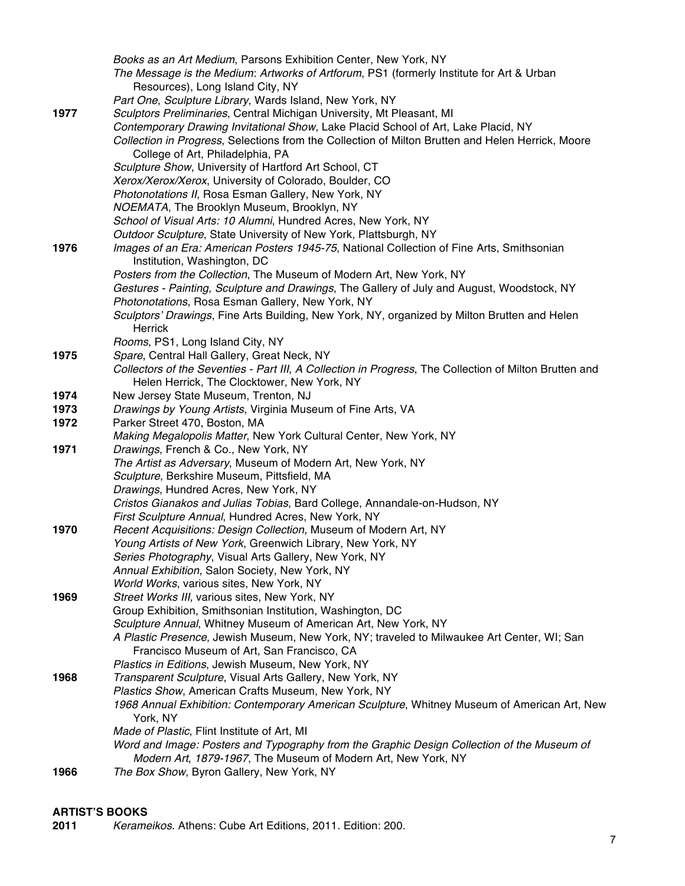*Books as an Art Medium*, Parsons Exhibition Center, New York, NY
*The Message is the Medium*: *Artworks of Artforum*, PS1 (formerly Institute for Art & Urban Resources), Long Island City, NY
*Part One*, *Sculpture Library*, Wards Island, New York, NY

**1977** *Sculptors Preliminaries*, Central Michigan University, Mt Pleasant, MI
*Contemporary Drawing Invitational Show*, Lake Placid School of Art, Lake Placid, NY
*Collection in Progress*, Selections from the Collection of Milton Brutten and Helen Herrick, Moore College of Art, Philadelphia, PA
*Sculpture Show*, University of Hartford Art School, CT
*Xerox/Xerox/Xerox*, University of Colorado, Boulder, CO
*Photonotations II*, Rosa Esman Gallery, New York, NY
*NOEMATA*, The Brooklyn Museum, Brooklyn, NY
*School of Visual Arts: 10 Alumni*, Hundred Acres, New York, NY
*Outdoor Sculpture*, State University of New York, Plattsburgh, NY

**1976** *Images of an Era: American Posters 1945-75*, National Collection of Fine Arts, Smithsonian Institution, Washington, DC
*Posters from the Collection*, The Museum of Modern Art, New York, NY
*Gestures - Painting, Sculpture and Drawings*, The Gallery of July and August, Woodstock, NY
*Photonotations*, Rosa Esman Gallery, New York, NY
*Sculptors' Drawings*, Fine Arts Building, New York, NY, organized by Milton Brutten and Helen Herrick
*Rooms*, PS1, Long Island City, NY

**1975** *Spare*, Central Hall Gallery, Great Neck, NY
*Collectors of the Seventies - Part III*, *A Collection in Progress*, The Collection of Milton Brutten and Helen Herrick, The Clocktower, New York, NY

**1974** New Jersey State Museum, Trenton, NJ

**1973** *Drawings by Young Artists*, Virginia Museum of Fine Arts, VA

**1972** Parker Street 470, Boston, MA
*Making Megalopolis Matter*, New York Cultural Center, New York, NY

**1971** *Drawings*, French & Co., New York, NY
*The Artist as Adversary*, Museum of Modern Art, New York, NY
*Sculpture*, Berkshire Museum, Pittsfield, MA
*Drawings*, Hundred Acres, New York, NY
*Cristos Gianakos and Julias Tobias*, Bard College, Annandale-on-Hudson, NY
*First Sculpture Annual*, Hundred Acres, New York, NY

**1970** *Recent Acquisitions: Design Collection,* Museum of Modern Art, NY
*Young Artists of New York*, Greenwich Library, New York, NY
*Series Photography*, Visual Arts Gallery, New York, NY
*Annual Exhibition*, Salon Society, New York, NY
*World Works*, various sites, New York, NY

**1969** *Street Works III*, various sites, New York, NY
Group Exhibition, Smithsonian Institution, Washington, DC
*Sculpture Annual*, Whitney Museum of American Art, New York, NY
*A Plastic Presence*, Jewish Museum, New York, NY; traveled to Milwaukee Art Center, WI; San Francisco Museum of Art, San Francisco, CA
*Plastics in Editions*, Jewish Museum, New York, NY

**1968** *Transparent Sculpture*, Visual Arts Gallery, New York, NY
*Plastics Show*, American Crafts Museum, New York, NY
*1968 Annual Exhibition: Contemporary American Sculpture*, Whitney Museum of American Art, New York, NY
*Made of Plastic*, Flint Institute of Art, MI
*Word and Image: Posters and Typography from the Graphic Design Collection of the Museum of Modern Art*, *1879-1967*, The Museum of Modern Art, New York, NY

**1966** *The Box Show*, Byron Gallery, New York, NY

**ARTIST'S BOOKS**

**2011** *Kerameikos*. Athens: Cube Art Editions, 2011. Edition: 200.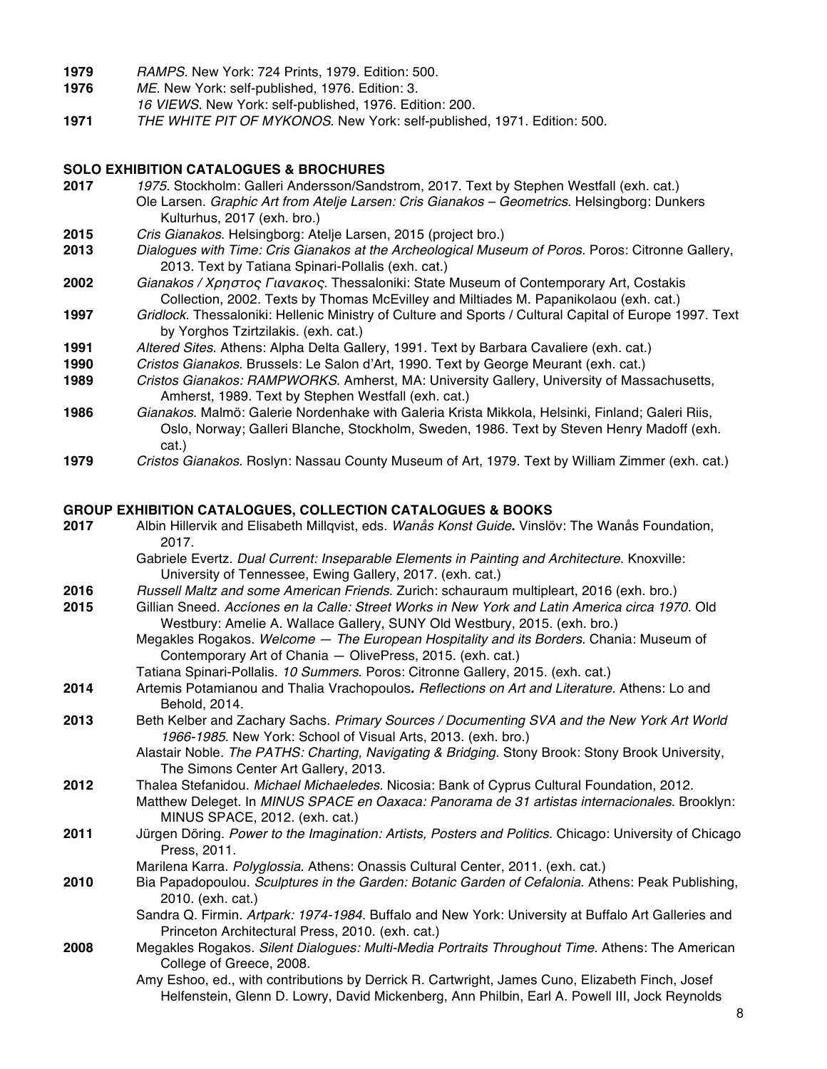**1979** *RAMPS*. New York: 724 Prints, 1979. Edition: 500.

**1976** *ME*. New York: self-published, 1976. Edition: 3.

*16 VIEWS*. New York: self-published, 1976. Edition: 200.

**1971** *THE WHITE PIT OF MYKONOS*. New York: self-published, 1971. Edition: 500.

## SOLO EXHIBITION CATALOGUES & BROCHURES

**2017** *1975*. Stockholm: Galleri Andersson/Sandstrom, 2017. Text by Stephen Westfall (exh. cat.)

Ole Larsen. *Graphic Art from Atelje Larsen: Cris Gianakos – Geometrics*. Helsingborg: Dunkers Kulturhus, 2017 (exh. bro.)

**2015** *Cris Gianakos*. Helsingborg: Atelje Larsen, 2015 (project bro.)

**2013** *Dialogues with Time: Cris Gianakos at the Archeological Museum of Poros*. Poros: Citronne Gallery, 2013. Text by Tatiana Spinari-Pollalis (exh. cat.)

**2002** *Gianakos / Χρηστος Γιανακος*. Thessaloniki: State Museum of Contemporary Art, Costakis Collection, 2002. Texts by Thomas McEvilley and Miltiades M. Papanikolaou (exh. cat.)

**1997** *Gridlock*. Thessaloniki: Hellenic Ministry of Culture and Sports / Cultural Capital of Europe 1997. Text by Yorghos Tzirtzilakis. (exh. cat.)

**1991** *Altered Sites*. Athens: Alpha Delta Gallery, 1991. Text by Barbara Cavaliere (exh. cat.)

**1990** *Cristos Gianakos*. Brussels: Le Salon d'Art, 1990. Text by George Meurant (exh. cat.)

**1989** *Cristos Gianakos: RAMPWORKS*. Amherst, MA: University Gallery, University of Massachusetts, Amherst, 1989. Text by Stephen Westfall (exh. cat.)

**1986** *Gianakos*. Malmö: Galerie Nordenhake with Galeria Krista Mikkola, Helsinki, Finland; Galeri Riis, Oslo, Norway; Galleri Blanche, Stockholm, Sweden, 1986. Text by Steven Henry Madoff (exh. cat.)

**1979** *Cristos Gianakos*. Roslyn: Nassau County Museum of Art, 1979. Text by William Zimmer (exh. cat.)

## GROUP EXHIBITION CATALOGUES, COLLECTION CATALOGUES & BOOKS

**2017** Albin Hillervik and Elisabeth Millqvist, eds. *Wanås Konst Guide***.** Vinslöv: The Wanås Foundation, 2017.

Gabriele Evertz. *Dual Current: Inseparable Elements in Painting and Architecture*. Knoxville: University of Tennessee, Ewing Gallery, 2017. (exh. cat.)

**2016** *Russell Maltz and some American Friends*. Zurich: schauraum multipleart, 2016 (exh. bro.)

**2015** Gillian Sneed. *Accíones en la Calle: Street Works in New York and Latin America circa 1970*. Old Westbury: Amelie A. Wallace Gallery, SUNY Old Westbury, 2015. (exh. bro.)

Megakles Rogakos. *Welcome — The European Hospitality and its Borders*. Chania: Museum of Contemporary Art of Chania — OlivePress, 2015. (exh. cat.)

Tatiana Spinari-Pollalis. *10 Summers*. Poros: Citronne Gallery, 2015. (exh. cat.)

**2014** Artemis Potamianou and Thalia Vrachopoulos**.** *Reflections on Art and Literature*. Athens: Lo and Behold, 2014.

**2013** Beth Kelber and Zachary Sachs. *Primary Sources / Documenting SVA and the New York Art World 1966-1985*. New York: School of Visual Arts, 2013. (exh. bro.)

Alastair Noble. *The PATHS: Charting, Navigating & Bridging*. Stony Brook: Stony Brook University, The Simons Center Art Gallery, 2013.

**2012** Thalea Stefanidou. *Michael Michaeledes*. Nicosia: Bank of Cyprus Cultural Foundation, 2012.

Matthew Deleget. In *MINUS SPACE en Oaxaca: Panorama de 31 artistas internacionales*. Brooklyn: MINUS SPACE, 2012. (exh. cat.)

**2011** Jürgen Döring. *Power to the Imagination: Artists, Posters and Politics*. Chicago: University of Chicago Press, 2011.

Marilena Karra. *Polyglossia*. Athens: Onassis Cultural Center, 2011. (exh. cat.)

**2010** Bia Papadopoulou. *Sculptures in the Garden: Botanic Garden of Cefalonia*. Athens: Peak Publishing, 2010. (exh. cat.)

Sandra Q. Firmin. *Artpark: 1974-1984*. Buffalo and New York: University at Buffalo Art Galleries and Princeton Architectural Press, 2010. (exh. cat.)

**2008** Megakles Rogakos. *Silent Dialogues: Multi-Media Portraits Throughout Time*. Athens: The American College of Greece, 2008.

Amy Eshoo, ed., with contributions by Derrick R. Cartwright, James Cuno, Elizabeth Finch, Josef Helfenstein, Glenn D. Lowry, David Mickenberg, Ann Philbin, Earl A. Powell III, Jock Reynolds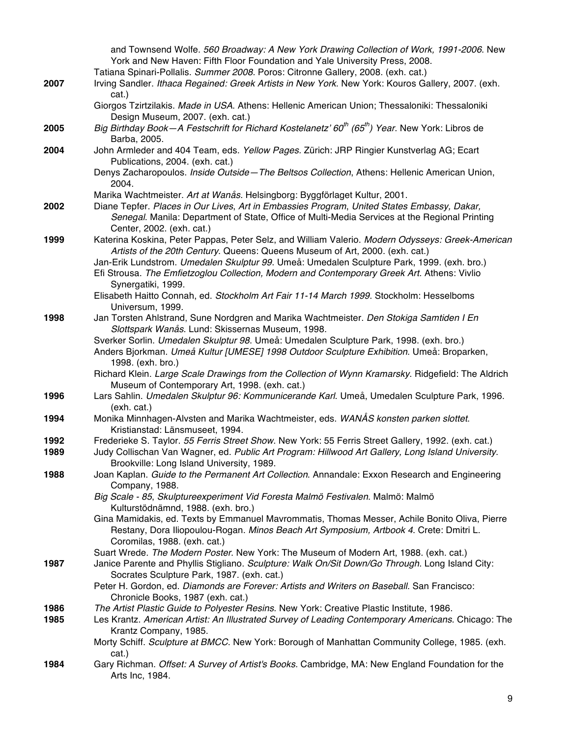and Townsend Wolfe. *560 Broadway: A New York Drawing Collection of Work, 1991-2006*. New York and New Haven: Fifth Floor Foundation and Yale University Press, 2008.

Tatiana Spinari-Pollalis. *Summer 2008.* Poros: Citronne Gallery, 2008. (exh. cat.)

**2007** Irving Sandler. *Ithaca Regained: Greek Artists in New York*. New York: Kouros Gallery, 2007. (exh. cat.)

Giorgos Tzirtzilakis. *Made in USA.* Athens: Hellenic American Union; Thessaloniki: Thessaloniki Design Museum, 2007. (exh. cat.)

**2005** *Big Birthday Book—A Festschrift for Richard Kostelanetz' 60th (65th) Year*. New York: Libros de Barba, 2005.

**2004** John Armleder and 404 Team, eds. *Yellow Pages.* Zürich: JRP Ringier Kunstverlag AG; Ecart Publications, 2004. (exh. cat.)

Denys Zacharopoulos. *Inside Outside—The Beltsos Collection*, Athens: Hellenic American Union, 2004.

Marika Wachtmeister. *Art at Wanås.* Helsingborg: Byggförlaget Kultur, 2001.

**2002** Diane Tepfer. *Places in Our Lives*, *Art in Embassies Program*, *United States Embassy, Dakar, Senegal*. Manila: Department of State, Office of Multi-Media Services at the Regional Printing Center, 2002. (exh. cat.)

**1999** Katerina Koskina, Peter Pappas, Peter Selz, and William Valerio. *Modern Odysseys: Greek-American Artists of the 20th Century*. Queens: Queens Museum of Art, 2000. (exh. cat.)

Jan-Erik Lundstrom. *Umedalen Skulptur 99*. Umeå: Umedalen Sculpture Park, 1999. (exh. bro.)

Efi Strousa. *The Emfietzoglou Collection, Modern and Contemporary Greek Art*. Athens: Vivlio Synergatiki, 1999.

Elisabeth Haitto Connah, ed. *Stockholm Art Fair 11-14 March 1999*. Stockholm: Hesselboms Universum, 1999.

**1998** Jan Torsten Ahlstrand, Sune Nordgren and Marika Wachtmeister. *Den Stokiga Samtiden I En Slottspark Wanås*. Lund: Skissernas Museum, 1998.

Sverker Sorlin. *Umedalen Skulptur 98*. Umeå: Umedalen Sculpture Park, 1998. (exh. bro.)

Anders Bjorkman. *Umeå Kultur [UMESE] 1998 Outdoor Sculpture Exhibition*. Umeå: Broparken, 1998. (exh. bro.)

Richard Klein. *Large Scale Drawings from the Collection of Wynn Kramarsky*. Ridgefield: The Aldrich Museum of Contemporary Art, 1998. (exh. cat.)

**1996** Lars Sahlin. *Umedalen Skulptur 96: Kommunicerande Karl*. Umeå, Umedalen Sculpture Park, 1996. (exh. cat.)

**1994** Monika Minnhagen-Alvsten and Marika Wachtmeister, eds. *WANÅS konsten parken slottet*. Kristianstad: Länsmuseet, 1994.

**1992** Frederieke S. Taylor. *55 Ferris Street Show*. New York: 55 Ferris Street Gallery, 1992. (exh. cat.)

**1989** Judy Collischan Van Wagner, ed. *Public Art Program: Hillwood Art Gallery, Long Island University*. Brookville: Long Island University, 1989.

**1988** Joan Kaplan. *Guide to the Permanent Art Collection*. Annandale: Exxon Research and Engineering Company, 1988.

*Big Scale - 85*, *Skulptureexperiment Vid Foresta Malmö Festivalen*. Malmö: Malmö Kulturstödnämnd, 1988. (exh. bro.)

Gina Mamidakis, ed. Texts by Emmanuel Mavrommatis, Thomas Messer, Achile Bonito Oliva, Pierre Restany, Dora Iliopoulou-Rogan. *Minos Beach Art Symposium, Artbook 4*. Crete: Dmitri L. Coromilas, 1988. (exh. cat.)

Suart Wrede. *The Modern Poster*. New York: The Museum of Modern Art, 1988. (exh. cat.)

**1987** Janice Parente and Phyllis Stigliano. *Sculpture: Walk On/Sit Down/Go Through*. Long Island City: Socrates Sculpture Park, 1987. (exh. cat.)

Peter H. Gordon, ed. *Diamonds are Forever: Artists and Writers on Baseball*. San Francisco: Chronicle Books, 1987 (exh. cat.)

**1986** *The Artist Plastic Guide to Polyester Resins*. New York: Creative Plastic Institute, 1986.

**1985** Les Krantz. *American Artist: An Illustrated Survey of Leading Contemporary Americans*. Chicago: The Krantz Company, 1985.

Morty Schiff. *Sculpture at BMCC*. New York: Borough of Manhattan Community College, 1985. (exh. cat.)

**1984** Gary Richman. *Offset: A Survey of Artist's Books*. Cambridge, MA: New England Foundation for the Arts Inc, 1984.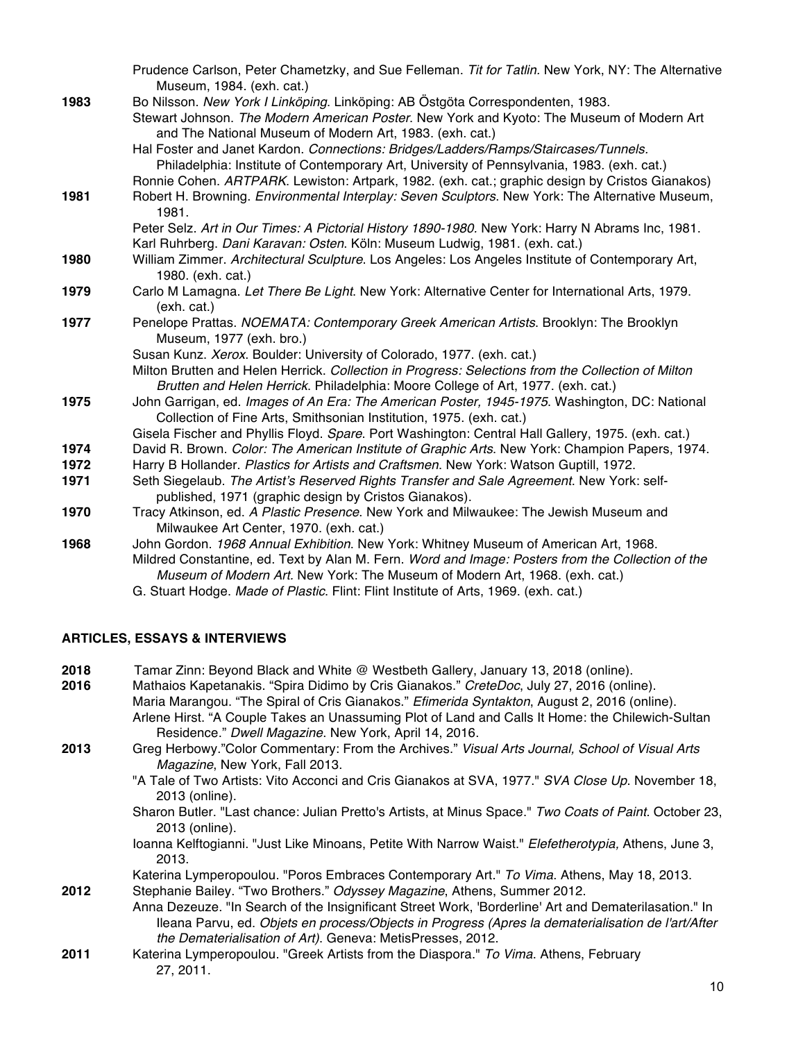Prudence Carlson, Peter Chametzky, and Sue Felleman. *Tit for Tatlin*. New York, NY: The Alternative Museum, 1984. (exh. cat.)

**1983** Bo Nilsson. *New York I Linköping*. Linköping: AB Östgöta Correspondenten, 1983.

Stewart Johnson. *The Modern American Poster*. New York and Kyoto: The Museum of Modern Art and The National Museum of Modern Art, 1983. (exh. cat.)

Hal Foster and Janet Kardon. *Connections: Bridges/Ladders/Ramps/Staircases/Tunnels*. Philadelphia: Institute of Contemporary Art, University of Pennsylvania, 1983. (exh. cat.)

Ronnie Cohen. *ARTPARK*. Lewiston: Artpark, 1982. (exh. cat.; graphic design by Cristos Gianakos)

**1981** Robert H. Browning. *Environmental Interplay: Seven Sculptors*. New York: The Alternative Museum, 1981.

Peter Selz. *Art in Our Times: A Pictorial History 1890-1980*. New York: Harry N Abrams Inc, 1981.

Karl Ruhrberg. *Dani Karavan: Osten*. Köln: Museum Ludwig, 1981. (exh. cat.)

**1980** William Zimmer. *Architectural Sculpture*. Los Angeles: Los Angeles Institute of Contemporary Art, 1980. (exh. cat.)

**1979** Carlo M Lamagna. *Let There Be Light*. New York: Alternative Center for International Arts, 1979. (exh. cat.)

**1977** Penelope Prattas. *NOEMATA: Contemporary Greek American Artists*. Brooklyn: The Brooklyn Museum, 1977 (exh. bro.)

Susan Kunz. *Xerox*. Boulder: University of Colorado, 1977. (exh. cat.)

Milton Brutten and Helen Herrick. *Collection in Progress: Selections from the Collection of Milton Brutten and Helen Herrick*. Philadelphia: Moore College of Art, 1977. (exh. cat.)

**1975** John Garrigan, ed. *Images of An Era: The American Poster, 1945-1975*. Washington, DC: National Collection of Fine Arts, Smithsonian Institution, 1975. (exh. cat.)

Gisela Fischer and Phyllis Floyd. *Spare*. Port Washington: Central Hall Gallery, 1975. (exh. cat.)

**1974** David R. Brown. *Color: The American Institute of Graphic Arts*. New York: Champion Papers, 1974.

**1972** Harry B Hollander. *Plastics for Artists and Craftsmen*. New York: Watson Guptill, 1972.

**1971** Seth Siegelaub. *The Artist's Reserved Rights Transfer and Sale Agreement*. New York: self-published, 1971 (graphic design by Cristos Gianakos).

**1970** Tracy Atkinson, ed. *A Plastic Presence*. New York and Milwaukee: The Jewish Museum and Milwaukee Art Center, 1970. (exh. cat.)

**1968** John Gordon. *1968 Annual Exhibition*. New York: Whitney Museum of American Art, 1968.

Mildred Constantine, ed. Text by Alan M. Fern. *Word and Image: Posters from the Collection of the Museum of Modern Art*. New York: The Museum of Modern Art, 1968. (exh. cat.)

G. Stuart Hodge. *Made of Plastic*. Flint: Flint Institute of Arts, 1969. (exh. cat.)

## ARTICLES, ESSAYS & INTERVIEWS

**2018** Tamar Zinn: Beyond Black and White @ Westbeth Gallery, January 13, 2018 (online).

**2016** Mathaios Kapetanakis. "Spira Didimo by Cris Gianakos." *CreteDoc*, July 27, 2016 (online).

Maria Marangou. "The Spiral of Cris Gianakos." *Efimerida Syntakton*, August 2, 2016 (online).

Arlene Hirst. "A Couple Takes an Unassuming Plot of Land and Calls It Home: the Chilewich-Sultan Residence." *Dwell Magazine*. New York, April 14, 2016.

**2013** Greg Herbowy."Color Commentary: From the Archives." *Visual Arts Journal, School of Visual Arts Magazine*, New York, Fall 2013.

"A Tale of Two Artists: Vito Acconci and Cris Gianakos at SVA, 1977." *SVA Close Up*. November 18, 2013 (online).

Sharon Butler. "Last chance: Julian Pretto's Artists, at Minus Space." *Two Coats of Paint*. October 23, 2013 (online).

Ioanna Kelftogianni. "Just Like Minoans, Petite With Narrow Waist." *Elefetherotypia,* Athens, June 3, 2013.

Katerina Lymperopoulou. "Poros Embraces Contemporary Art." *To Vima*. Athens, May 18, 2013.

**2012** Stephanie Bailey. "Two Brothers." *Odyssey Magazine*, Athens, Summer 2012.

Anna Dezeuze. "In Search of the Insignificant Street Work, 'Borderline' Art and Dematerilasation." In Ileana Parvu, ed. *Objets en process/Objects in Progress (Apres la dematerialisation de l'art/After the Dematerialisation of Art)*. Geneva: MetisPresses, 2012.

**2011** Katerina Lymperopoulou. "Greek Artists from the Diaspora." *To Vima*. Athens, February 27, 2011.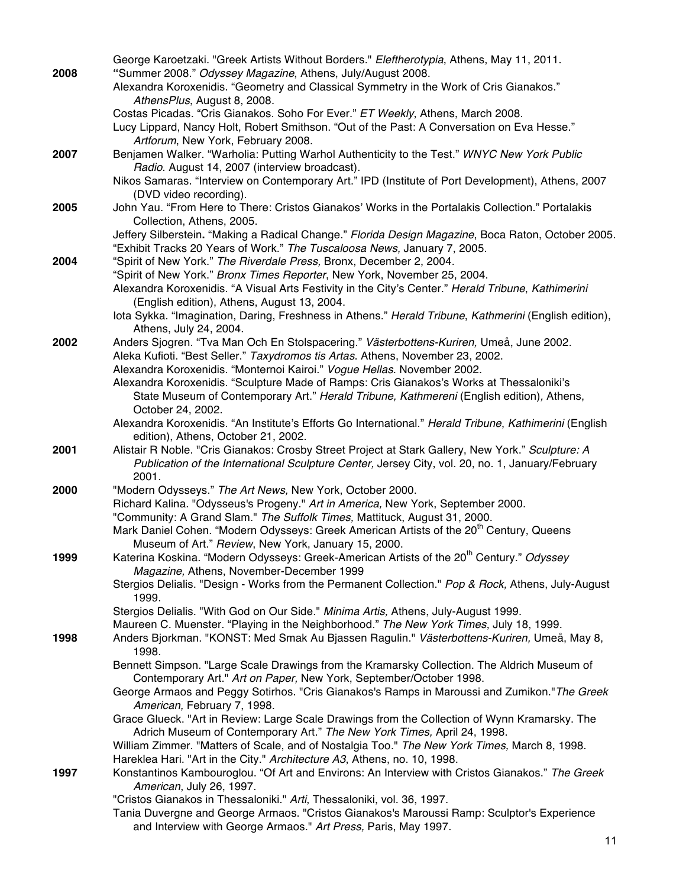George Karoetzaki. "Greek Artists Without Borders." *Eleftherotypia*, Athens, May 11, 2011.

**2008** "Summer 2008." *Odyssey Magazine*, Athens, July/August 2008.

Alexandra Koroxenidis. "Geometry and Classical Symmetry in the Work of Cris Gianakos." *AthensPlus*, August 8, 2008.

Costas Picadas. "Cris Gianakos. Soho For Ever." *ET Weekly*, Athens, March 2008.

Lucy Lippard, Nancy Holt, Robert Smithson. "Out of the Past: A Conversation on Eva Hesse." *Artforum*, New York, February 2008.

**2007** Benjamen Walker. "Warholia: Putting Warhol Authenticity to the Test." *WNYC New York Public Radio*. August 14, 2007 (interview broadcast).

Nikos Samaras. "Interview on Contemporary Art." IPD (Institute of Port Development), Athens, 2007 (DVD video recording).

**2005** John Yau. "From Here to There: Cristos Gianakos' Works in the Portalakis Collection." Portalakis Collection, Athens, 2005.

Jeffery Silberstein**.** "Making a Radical Change." *Florida Design Magazine*, Boca Raton, October 2005.

"Exhibit Tracks 20 Years of Work." *The Tuscaloosa News,* January 7, 2005.

**2004** "Spirit of New York." *The Riverdale Press,* Bronx, December 2, 2004.

"Spirit of New York." *Bronx Times Reporter*, New York, November 25, 2004.

Alexandra Koroxenidis. "A Visual Arts Festivity in the City's Center." *Herald Tribune*, *Kathimerini* (English edition), Athens, August 13, 2004.

Iota Sykka. "Imagination, Daring, Freshness in Athens." *Herald Tribune*, *Kathmerini* (English edition), Athens, July 24, 2004.

**2002** Anders Sjogren. "Tva Man Och En Stolspacering." *Västerbottens-Kuriren,* Umeå, June 2002.

Aleka Kufioti. "Best Seller." *Taxydromos tis Artas.* Athens, November 23, 2002.

Alexandra Koroxenidis. "Monternoi Kairoi." *Vogue Hellas.* November 2002.

Alexandra Koroxenidis. "Sculpture Made of Ramps: Cris Gianakos's Works at Thessaloniki's State Museum of Contemporary Art." *Herald Tribune, Kathmereni* (English edition)*,* Athens, October 24, 2002.

Alexandra Koroxenidis. "An Institute's Efforts Go International." *Herald Tribune*, *Kathimerini* (English edition), Athens, October 21, 2002.

**2001** Alistair R Noble. "Cris Gianakos: Crosby Street Project at Stark Gallery, New York." *Sculpture: A Publication of the International Sculpture Center,* Jersey City, vol. 20, no. 1, January/February 2001.

**2000** "Modern Odysseys." *The Art News,* New York, October 2000.

Richard Kalina. "Odysseus's Progeny." *Art in America,* New York, September 2000.

"Community: A Grand Slam." *The Suffolk Times,* Mattituck, August 31, 2000.

Mark Daniel Cohen. "Modern Odysseys: Greek American Artists of the 20th Century, Queens Museum of Art." *Review*, New York, January 15, 2000.

**1999** Katerina Koskina. "Modern Odysseys: Greek-American Artists of the 20th Century." *Odyssey Magazine,* Athens, November-December 1999

Stergios Delialis. "Design - Works from the Permanent Collection." *Pop & Rock,* Athens, July-August 1999.

Stergios Delialis. "With God on Our Side." *Minima Artis,* Athens, July-August 1999.

Maureen C. Muenster. "Playing in the Neighborhood." *The New York Times*, July 18, 1999.

**1998** Anders Bjorkman. "KONST: Med Smak Au Bjassen Ragulin." *Västerbottens-Kuriren,* Umeå, May 8, 1998.

Bennett Simpson. "Large Scale Drawings from the Kramarsky Collection. The Aldrich Museum of Contemporary Art." *Art on Paper,* New York, September/October 1998.

George Armaos and Peggy Sotirhos. "Cris Gianakos's Ramps in Maroussi and Zumikon."*The Greek American,* February 7, 1998.

Grace Glueck. "Art in Review: Large Scale Drawings from the Collection of Wynn Kramarsky. The Adrich Museum of Contemporary Art." *The New York Times,* April 24, 1998.

William Zimmer. "Matters of Scale, and of Nostalgia Too." *The New York Times,* March 8, 1998.

Hareklea Hari. "Art in the City." *Architecture A3*, Athens, no. 10, 1998.

**1997** Konstantinos Kambouroglou. "Of Art and Environs: An Interview with Cristos Gianakos." *The Greek American*, July 26, 1997.

"Cristos Gianakos in Thessaloniki." *Arti*, Thessaloniki, vol. 36, 1997.

Tania Duvergne and George Armaos. "Cristos Gianakos's Maroussi Ramp: Sculptor's Experience and Interview with George Armaos." *Art Press,* Paris, May 1997.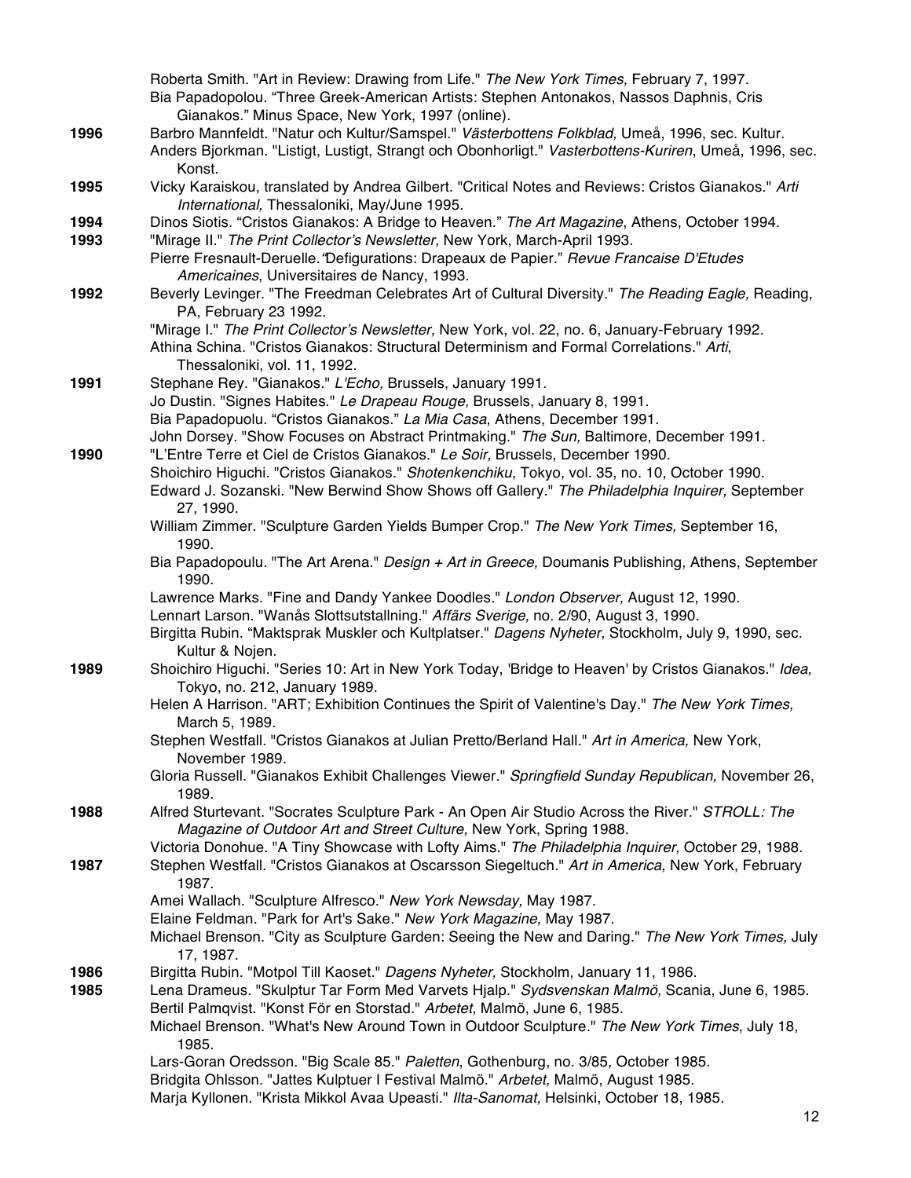Roberta Smith. "Art in Review: Drawing from Life." *The New York Times,* February 7, 1997.

Bia Papadopolou. "Three Greek-American Artists: Stephen Antonakos, Nassos Daphnis, Cris Gianakos." Minus Space, New York, 1997 (online).

**1996** Barbro Mannfeldt. "Natur och Kultur/Samspel." *Västerbottens Folkblad,* Umeå, 1996, sec. Kultur.

Anders Bjorkman. "Listigt, Lustigt, Strangt och Obonhorligt." *Vasterbottens-Kuriren*, Umeå, 1996, sec. Konst.

**1995** Vicky Karaiskou, translated by Andrea Gilbert. "Critical Notes and Reviews: Cristos Gianakos." *Arti International,* Thessaloniki, May/June 1995.

**1994** Dinos Siotis. "Cristos Gianakos: A Bridge to Heaven." *The Art Magazine*, Athens, October 1994.

**1993** "Mirage II." *The Print Collector's Newsletter,* New York, March-April 1993.

Pierre Fresnault-Deruelle. "Defigurations: Drapeaux de Papier." *Revue Francaise D'Etudes Americaines*, Universitaires de Nancy, 1993.

**1992** Beverly Levinger. "The Freedman Celebrates Art of Cultural Diversity." *The Reading Eagle,* Reading, PA, February 23 1992.

"Mirage I." *The Print Collector's Newsletter,* New York, vol. 22, no. 6, January-February 1992.

Athina Schina. "Cristos Gianakos: Structural Determinism and Formal Correlations." *Arti*, Thessaloniki, vol. 11, 1992.

**1991** Stephane Rey. "Gianakos." *L'Echo,* Brussels, January 1991.

Jo Dustin. "Signes Habites." *Le Drapeau Rouge,* Brussels, January 8, 1991.

Bia Papadopuolu. "Cristos Gianakos." *La Mia Casa*, Athens, December 1991.

John Dorsey. "Show Focuses on Abstract Printmaking." *The Sun,* Baltimore, December 1991.

**1990** "L'Entre Terre et Ciel de Cristos Gianakos." *Le Soir,* Brussels, December 1990.

Shoichiro Higuchi. "Cristos Gianakos." *Shotenkenchiku*, Tokyo, vol. 35, no. 10, October 1990.

Edward J. Sozanski. "New Berwind Show Shows off Gallery." *The Philadelphia Inquirer,* September 27, 1990.

William Zimmer. "Sculpture Garden Yields Bumper Crop." *The New York Times,* September 16, 1990.

Bia Papadopoulu. "The Art Arena." *Design + Art in Greece,* Doumanis Publishing, Athens, September 1990.

Lawrence Marks. "Fine and Dandy Yankee Doodles." *London Observer,* August 12, 1990.

Lennart Larson. "Wanås Slottsutstallning." *Affärs Sverige,* no. 2/90, August 3, 1990.

Birgitta Rubin. "Maktsprak Muskler och Kultplatser." *Dagens Nyheter*, Stockholm, July 9, 1990, sec. Kultur & Nojen.

**1989** Shoichiro Higuchi. "Series 10: Art in New York Today, 'Bridge to Heaven' by Cristos Gianakos." *Idea,* Tokyo, no. 212, January 1989.

Helen A Harrison. "ART; Exhibition Continues the Spirit of Valentine's Day." *The New York Times,* March 5, 1989.

Stephen Westfall. "Cristos Gianakos at Julian Pretto/Berland Hall." *Art in America,* New York, November 1989.

Gloria Russell. "Gianakos Exhibit Challenges Viewer." *Springfield Sunday Republican,* November 26, 1989.

**1988** Alfred Sturtevant. "Socrates Sculpture Park - An Open Air Studio Across the River." *STROLL: The Magazine of Outdoor Art and Street Culture,* New York, Spring 1988.

Victoria Donohue. "A Tiny Showcase with Lofty Aims." *The Philadelphia Inquirer,* October 29, 1988.

**1987** Stephen Westfall. "Cristos Gianakos at Oscarsson Siegeltuch." *Art in America,* New York, February 1987.

Amei Wallach. "Sculpture Alfresco." *New York Newsday,* May 1987.

Elaine Feldman. "Park for Art's Sake." *New York Magazine,* May 1987.

Michael Brenson. "City as Sculpture Garden: Seeing the New and Daring." *The New York Times,* July 17, 1987.

**1986** Birgitta Rubin. "Motpol Till Kaoset." *Dagens Nyheter,* Stockholm, January 11, 1986.

**1985** Lena Drameus. "Skulptur Tar Form Med Varvets Hjalp." *Sydsvenskan Malmö,* Scania, June 6, 1985.

Bertil Palmqvist. "Konst För en Storstad." *Arbetet,* Malmö, June 6, 1985.

Michael Brenson. "What's New Around Town in Outdoor Sculpture." *The New York Times*, July 18, 1985.

Lars-Goran Oredsson. "Big Scale 85." *Paletten*, Gothenburg, no. 3/85*,* October 1985.

Bridgita Ohlsson. "Jattes Kulptuer I Festival Malmö." *Arbetet,* Malmö, August 1985.

Marja Kyllonen. "Krista Mikkol Avaa Upeasti." *Ilta-Sanomat,* Helsinki, October 18, 1985.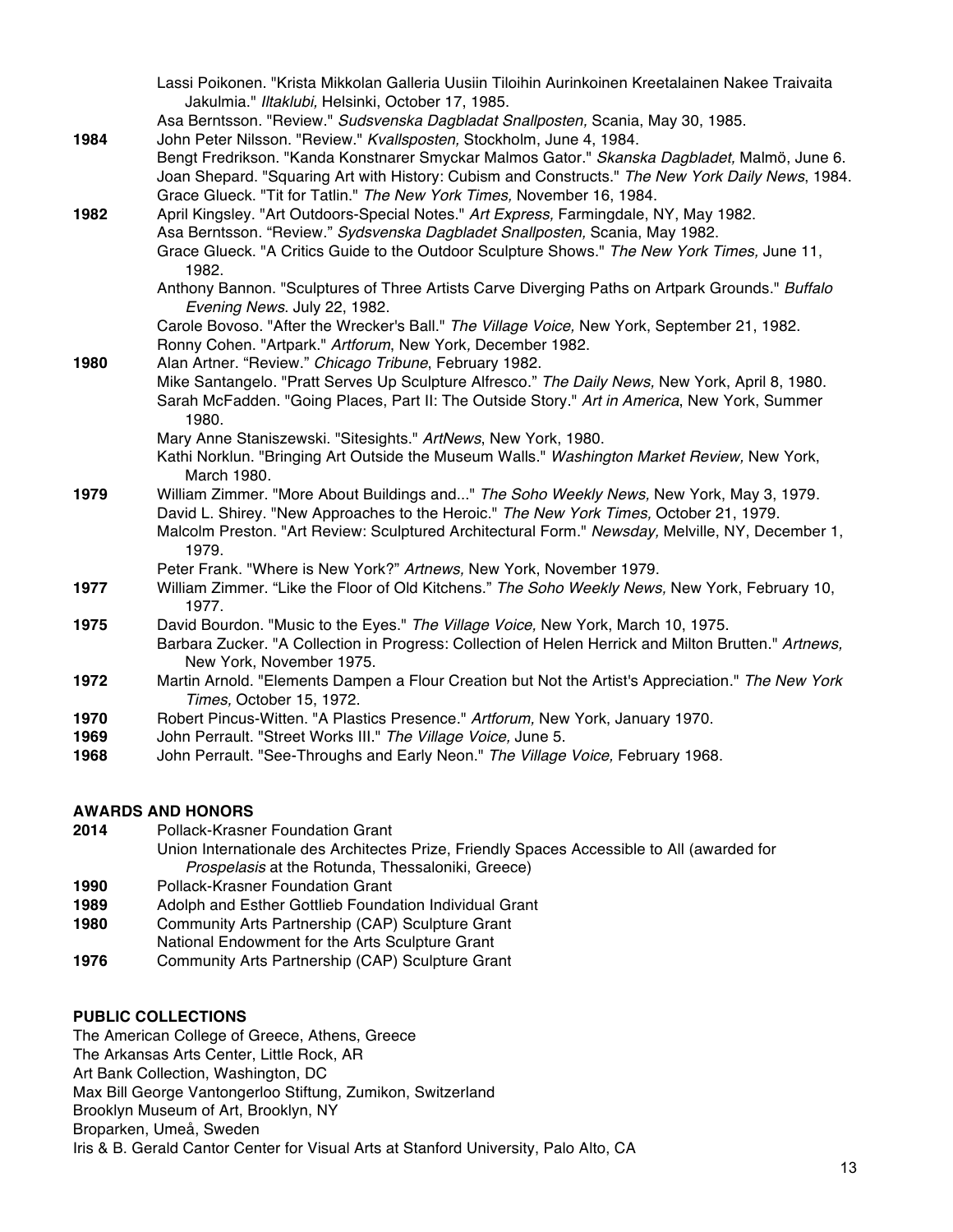Lassi Poikonen. "Krista Mikkolan Galleria Uusiin Tiloihin Aurinkoinen Kreetalainen Nakee Traivaita Jakulmia." *Iltaklubi,* Helsinki, October 17, 1985.

Asa Berntsson. "Review." *Sudsvenska Dagbladat Snallposten,* Scania, May 30, 1985.

**1984** John Peter Nilsson. "Review." *Kvallsposten,* Stockholm, June 4, 1984.

Bengt Fredrikson. "Kanda Konstnarer Smyckar Malmos Gator." *Skanska Dagbladet,* Malmö, June 6.

Joan Shepard. "Squaring Art with History: Cubism and Constructs." *The New York Daily News*, 1984.

Grace Glueck. "Tit for Tatlin." *The New York Times,* November 16, 1984.

**1982** April Kingsley. "Art Outdoors-Special Notes." *Art Express,* Farmingdale, NY, May 1982.

Asa Berntsson. "Review." *Sydsvenska Dagbladet Snallposten,* Scania, May 1982.

Grace Glueck. "A Critics Guide to the Outdoor Sculpture Shows." *The New York Times,* June 11, 1982.

Anthony Bannon. "Sculptures of Three Artists Carve Diverging Paths on Artpark Grounds." *Buffalo Evening News.* July 22, 1982.

Carole Bovoso. "After the Wrecker's Ball." *The Village Voice,* New York, September 21, 1982.

Ronny Cohen. "Artpark." *Artforum*, New York, December 1982.

**1980** Alan Artner. "Review." *Chicago Tribune*, February 1982.

Mike Santangelo. "Pratt Serves Up Sculpture Alfresco." *The Daily News,* New York, April 8, 1980.

Sarah McFadden. "Going Places, Part II: The Outside Story." *Art in America*, New York, Summer 1980.

Mary Anne Staniszewski. "Sitesights." *ArtNews*, New York, 1980.

Kathi Norklun. "Bringing Art Outside the Museum Walls." *Washington Market Review,* New York, March 1980.

**1979** William Zimmer. "More About Buildings and..." *The Soho Weekly News,* New York, May 3, 1979.

David L. Shirey. "New Approaches to the Heroic." *The New York Times,* October 21, 1979.

Malcolm Preston. "Art Review: Sculptured Architectural Form." *Newsday,* Melville, NY, December 1, 1979.

Peter Frank. "Where is New York?" *Artnews,* New York, November 1979.

**1977** William Zimmer. "Like the Floor of Old Kitchens." *The Soho Weekly News,* New York, February 10, 1977.

**1975** David Bourdon. "Music to the Eyes." *The Village Voice,* New York, March 10, 1975.

Barbara Zucker. "A Collection in Progress: Collection of Helen Herrick and Milton Brutten." *Artnews,* New York, November 1975.

**1972** Martin Arnold. "Elements Dampen a Flour Creation but Not the Artist's Appreciation." *The New York Times,* October 15, 1972.

**1970** Robert Pincus-Witten. "A Plastics Presence." *Artforum,* New York, January 1970.

**1969** John Perrault. "Street Works III." *The Village Voice,* June 5.

**1968** John Perrault. "See-Throughs and Early Neon." *The Village Voice,* February 1968.

## AWARDS AND HONORS

**2014** Pollack-Krasner Foundation Grant

Union Internationale des Architectes Prize, Friendly Spaces Accessible to All (awarded for *Prospelasis* at the Rotunda, Thessaloniki, Greece)

**1990** Pollack-Krasner Foundation Grant

**1989** Adolph and Esther Gottlieb Foundation Individual Grant

**1980** Community Arts Partnership (CAP) Sculpture Grant

National Endowment for the Arts Sculpture Grant

**1976** Community Arts Partnership (CAP) Sculpture Grant

## PUBLIC COLLECTIONS

The American College of Greece, Athens, Greece

The Arkansas Arts Center, Little Rock, AR

Art Bank Collection, Washington, DC

Max Bill George Vantongerloo Stiftung, Zumikon, Switzerland

Brooklyn Museum of Art, Brooklyn, NY

Broparken, Umeå, Sweden

Iris & B. Gerald Cantor Center for Visual Arts at Stanford University, Palo Alto, CA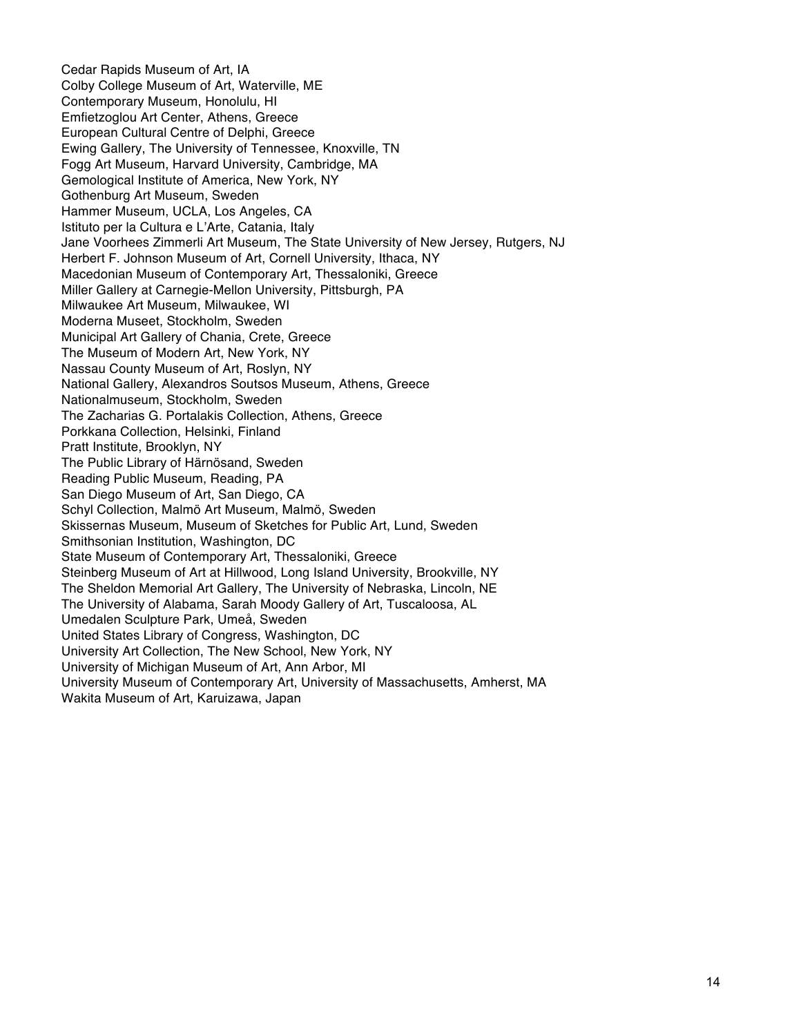Cedar Rapids Museum of Art, IA
Colby College Museum of Art, Waterville, ME
Contemporary Museum, Honolulu, HI
Emfietzoglou Art Center, Athens, Greece
European Cultural Centre of Delphi, Greece
Ewing Gallery, The University of Tennessee, Knoxville, TN
Fogg Art Museum, Harvard University, Cambridge, MA
Gemological Institute of America, New York, NY
Gothenburg Art Museum, Sweden
Hammer Museum, UCLA, Los Angeles, CA
Istituto per la Cultura e L'Arte, Catania, Italy
Jane Voorhees Zimmerli Art Museum, The State University of New Jersey, Rutgers, NJ
Herbert F. Johnson Museum of Art, Cornell University, Ithaca, NY
Macedonian Museum of Contemporary Art, Thessaloniki, Greece
Miller Gallery at Carnegie-Mellon University, Pittsburgh, PA
Milwaukee Art Museum, Milwaukee, WI
Moderna Museet, Stockholm, Sweden
Municipal Art Gallery of Chania, Crete, Greece
The Museum of Modern Art, New York, NY
Nassau County Museum of Art, Roslyn, NY
National Gallery, Alexandros Soutsos Museum, Athens, Greece
Nationalmuseum, Stockholm, Sweden
The Zacharias G. Portalakis Collection, Athens, Greece
Porkkana Collection, Helsinki, Finland
Pratt Institute, Brooklyn, NY
The Public Library of Härnösand, Sweden
Reading Public Museum, Reading, PA
San Diego Museum of Art, San Diego, CA
Schyl Collection, Malmö Art Museum, Malmö, Sweden
Skissernas Museum, Museum of Sketches for Public Art, Lund, Sweden
Smithsonian Institution, Washington, DC
State Museum of Contemporary Art, Thessaloniki, Greece
Steinberg Museum of Art at Hillwood, Long Island University, Brookville, NY
The Sheldon Memorial Art Gallery, The University of Nebraska, Lincoln, NE
The University of Alabama, Sarah Moody Gallery of Art, Tuscaloosa, AL
Umedalen Sculpture Park, Umeå, Sweden
United States Library of Congress, Washington, DC
University Art Collection, The New School, New York, NY
University of Michigan Museum of Art, Ann Arbor, MI
University Museum of Contemporary Art, University of Massachusetts, Amherst, MA
Wakita Museum of Art, Karuizawa, Japan